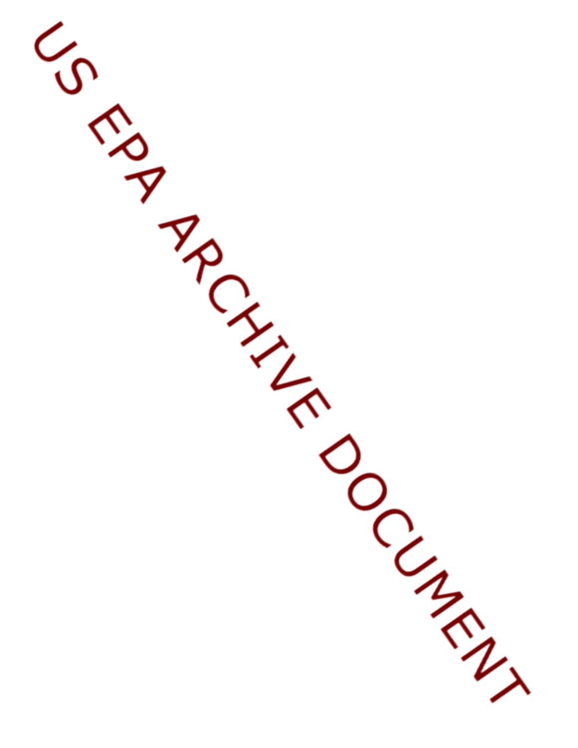US EPA ARCHIVE DOCUMENT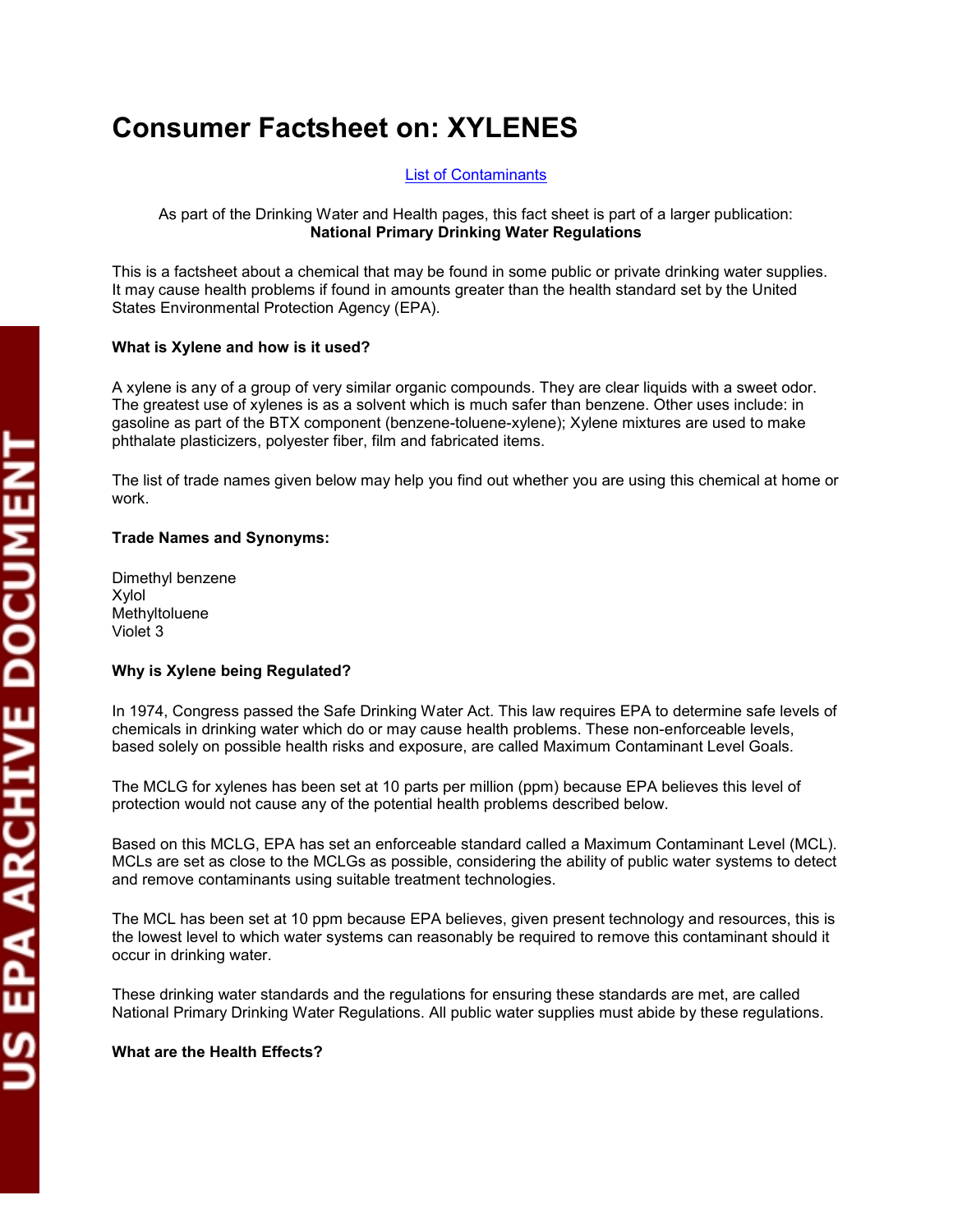# Consumer Factsheet on: XYLENES

List of Contaminants

As part of the Drinking Water and Health pages, this fact sheet is part of a larger publication:
**National Primary Drinking Water Regulations**

This is a factsheet about a chemical that may be found in some public or private drinking water supplies. It may cause health problems if found in amounts greater than the health standard set by the United States Environmental Protection Agency (EPA).

**What is Xylene and how is it used?**

A xylene is any of a group of very similar organic compounds. They are clear liquids with a sweet odor. The greatest use of xylenes is as a solvent which is much safer than benzene. Other uses include: in gasoline as part of the BTX component (benzene-toluene-xylene); Xylene mixtures are used to make phthalate plasticizers, polyester fiber, film and fabricated items.

The list of trade names given below may help you find out whether you are using this chemical at home or work.

**Trade Names and Synonyms:**

Dimethyl benzene
Xylol
Methyltoluene
Violet 3

**Why is Xylene being Regulated?**

In 1974, Congress passed the Safe Drinking Water Act. This law requires EPA to determine safe levels of chemicals in drinking water which do or may cause health problems. These non-enforceable levels, based solely on possible health risks and exposure, are called Maximum Contaminant Level Goals.

The MCLG for xylenes has been set at 10 parts per million (ppm) because EPA believes this level of protection would not cause any of the potential health problems described below.

Based on this MCLG, EPA has set an enforceable standard called a Maximum Contaminant Level (MCL). MCLs are set as close to the MCLGs as possible, considering the ability of public water systems to detect and remove contaminants using suitable treatment technologies.

The MCL has been set at 10 ppm because EPA believes, given present technology and resources, this is the lowest level to which water systems can reasonably be required to remove this contaminant should it occur in drinking water.

These drinking water standards and the regulations for ensuring these standards are met, are called National Primary Drinking Water Regulations. All public water supplies must abide by these regulations.

**What are the Health Effects?**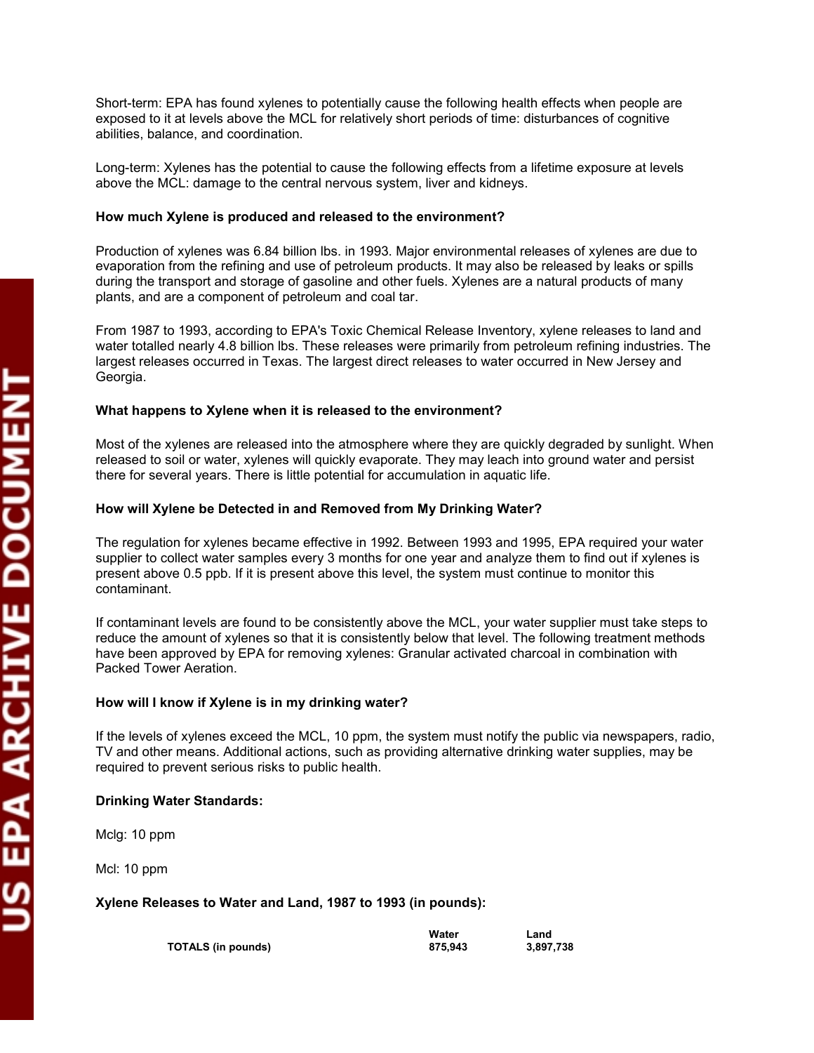Short-term: EPA has found xylenes to potentially cause the following health effects when people are exposed to it at levels above the MCL for relatively short periods of time: disturbances of cognitive abilities, balance, and coordination.

Long-term: Xylenes has the potential to cause the following effects from a lifetime exposure at levels above the MCL: damage to the central nervous system, liver and kidneys.

**How much Xylene is produced and released to the environment?**

Production of xylenes was 6.84 billion lbs. in 1993. Major environmental releases of xylenes are due to evaporation from the refining and use of petroleum products. It may also be released by leaks or spills during the transport and storage of gasoline and other fuels. Xylenes are a natural products of many plants, and are a component of petroleum and coal tar.

From 1987 to 1993, according to EPA's Toxic Chemical Release Inventory, xylene releases to land and water totalled nearly 4.8 billion lbs. These releases were primarily from petroleum refining industries. The largest releases occurred in Texas. The largest direct releases to water occurred in New Jersey and Georgia.

**What happens to Xylene when it is released to the environment?**

Most of the xylenes are released into the atmosphere where they are quickly degraded by sunlight. When released to soil or water, xylenes will quickly evaporate. They may leach into ground water and persist there for several years. There is little potential for accumulation in aquatic life.

**How will Xylene be Detected in and Removed from My Drinking Water?**

The regulation for xylenes became effective in 1992. Between 1993 and 1995, EPA required your water supplier to collect water samples every 3 months for one year and analyze them to find out if xylenes is present above 0.5 ppb. If it is present above this level, the system must continue to monitor this contaminant.

If contaminant levels are found to be consistently above the MCL, your water supplier must take steps to reduce the amount of xylenes so that it is consistently below that level. The following treatment methods have been approved by EPA for removing xylenes: Granular activated charcoal in combination with Packed Tower Aeration.

**How will I know if Xylene is in my drinking water?**

If the levels of xylenes exceed the MCL, 10 ppm, the system must notify the public via newspapers, radio, TV and other means. Additional actions, such as providing alternative drinking water supplies, may be required to prevent serious risks to public health.

**Drinking Water Standards:**

Mclg: 10 ppm

Mcl: 10 ppm

**Xylene Releases to Water and Land, 1987 to 1993 (in pounds):**

| | Water | Land |
|---|---|---|
| **TOTALS (in pounds)** | **875,943** | **3,897,738** |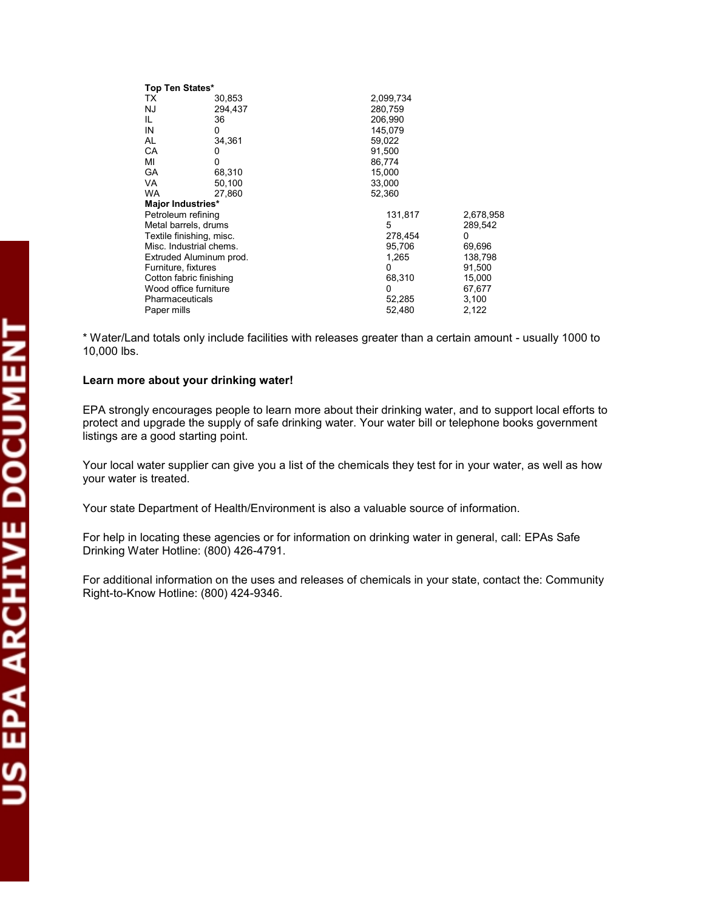| | | |
|---|---|---|
| **Top Ten States*** | | |
| TX | 30,853 | 2,099,734 |
| NJ | 294,437 | 280,759 |
| IL | 36 | 206,990 |
| IN | 0 | 145,079 |
| AL | 34,361 | 59,022 |
| CA | 0 | 91,500 |
| MI | 0 | 86,774 |
| GA | 68,310 | 15,000 |
| VA | 50,100 | 33,000 |
| WA | 27,860 | 52,360 |
| **Major Industries*** | | |
| Petroleum refining | 131,817 | 2,678,958 |
| Metal barrels, drums | 5 | 289,542 |
| Textile finishing, misc. | 278,454 | 0 |
| Misc. Industrial chems. | 95,706 | 69,696 |
| Extruded Aluminum prod. | 1,265 | 138,798 |
| Furniture, fixtures | 0 | 91,500 |
| Cotton fabric finishing | 68,310 | 15,000 |
| Wood office furniture | 0 | 67,677 |
| Pharmaceuticals | 52,285 | 3,100 |
| Paper mills | 52,480 | 2,122 |

* Water/Land totals only include facilities with releases greater than a certain amount - usually 1000 to 10,000 lbs.

**Learn more about your drinking water!**

EPA strongly encourages people to learn more about their drinking water, and to support local efforts to protect and upgrade the supply of safe drinking water. Your water bill or telephone books government listings are a good starting point.

Your local water supplier can give you a list of the chemicals they test for in your water, as well as how your water is treated.

Your state Department of Health/Environment is also a valuable source of information.

For help in locating these agencies or for information on drinking water in general, call: EPAs Safe Drinking Water Hotline: (800) 426-4791.

For additional information on the uses and releases of chemicals in your state, contact the: Community Right-to-Know Hotline: (800) 424-9346.